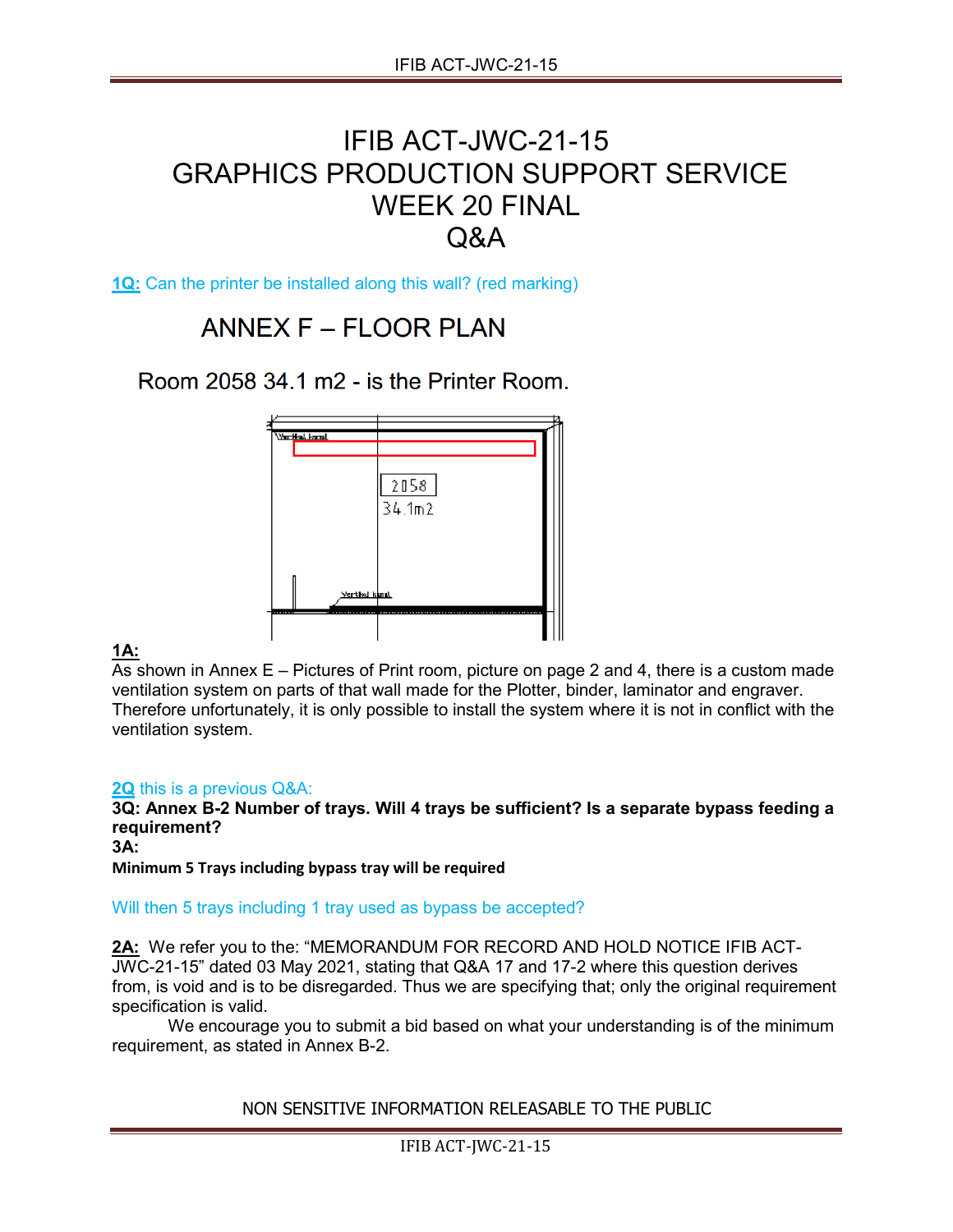# IFIB ACT-JWC-21-15
# GRAPHICS PRODUCTION SUPPORT SERVICE
# WEEK 20 FINAL
# Q&A

**1Q:** Can the printer be installed along this wall? (red marking)

## ANNEX F – FLOOR PLAN

Room 2058 34.1 m2 - is the Printer Room.

Vertical kanal

2058

34.1m2

Vertical kanal

**1A:**

As shown in Annex E – Pictures of Print room, picture on page 2 and 4, there is a custom made ventilation system on parts of that wall made for the Plotter, binder, laminator and engraver. Therefore unfortunately, it is only possible to install the system where it is not in conflict with the ventilation system.

**2Q** this is a previous Q&A:

**3Q: Annex B-2 Number of trays. Will 4 trays be sufficient? Is a separate bypass feeding a requirement?**

**3A:**

**Minimum 5 Trays including bypass tray will be required**

Will then 5 trays including 1 tray used as bypass be accepted?

**2A:** We refer you to the: "MEMORANDUM FOR RECORD AND HOLD NOTICE IFIB ACT-JWC-21-15" dated 03 May 2021, stating that Q&A 17 and 17-2 where this question derives from, is void and is to be disregarded. Thus we are specifying that; only the original requirement specification is valid.

We encourage you to submit a bid based on what your understanding is of the minimum requirement, as stated in Annex B-2.

NON SENSITIVE INFORMATION RELEASABLE TO THE PUBLIC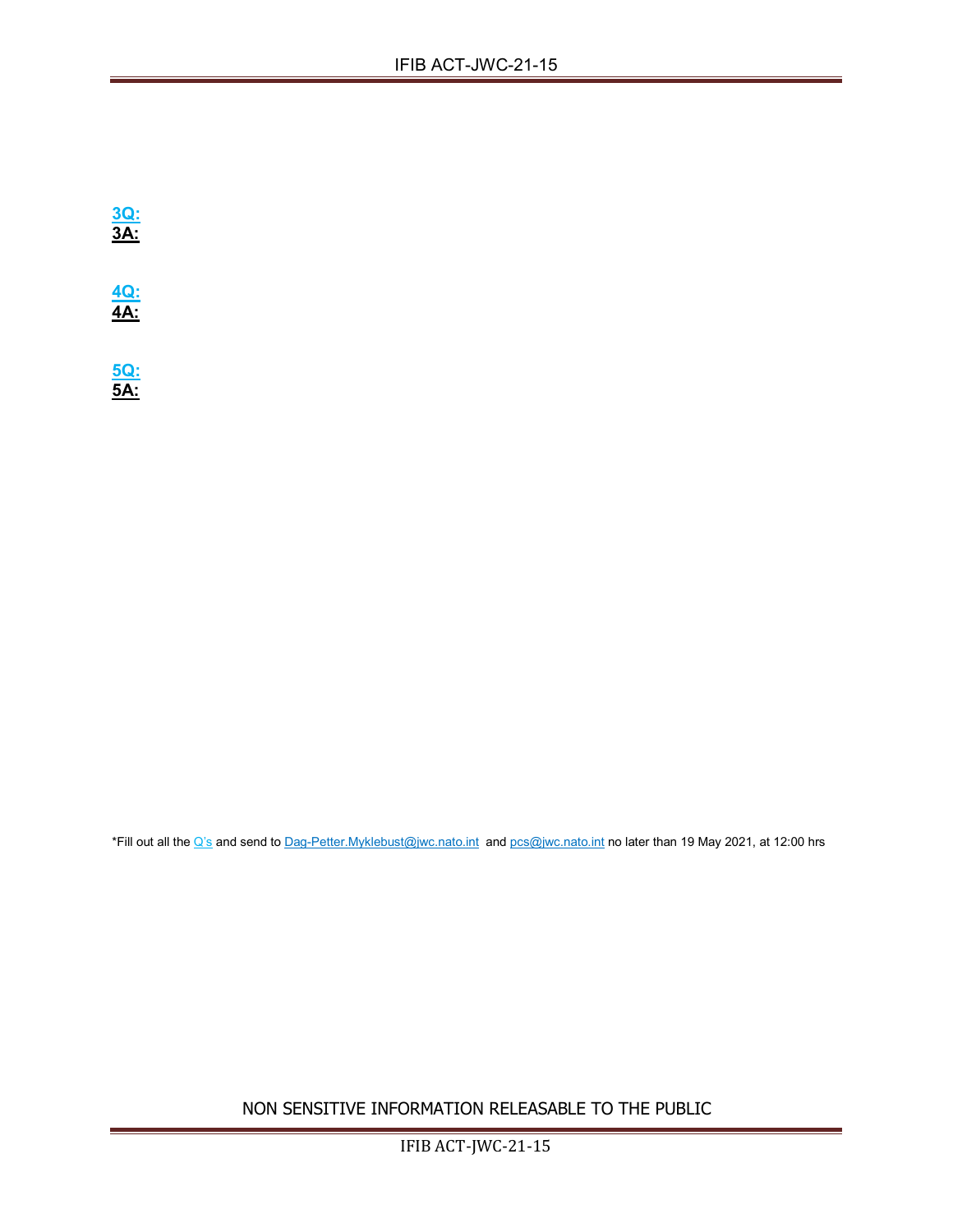**3Q:**
**3A:**

**4Q:**
**4A:**

**5Q:**
**5A:**

*Fill out all the Q's and send to Dag-Petter.Myklebust@jwc.nato.int and pcs@jwc.nato.int no later than 19 May 2021, at 12:00 hrs

NON SENSITIVE INFORMATION RELEASABLE TO THE PUBLIC